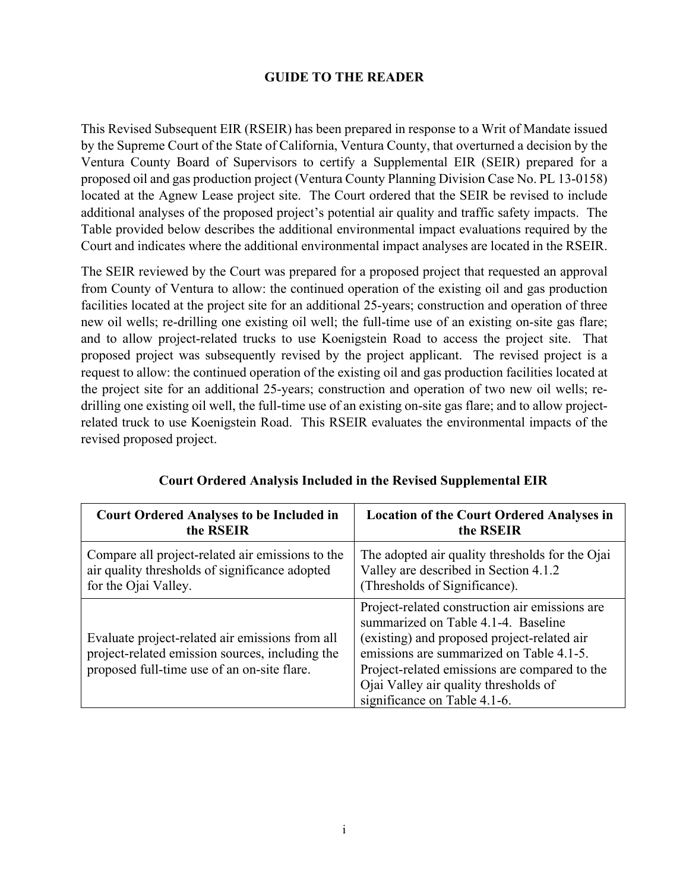# GUIDE TO THE READER

This Revised Subsequent EIR (RSEIR) has been prepared in response to a Writ of Mandate issued by the Supreme Court of the State of California, Ventura County, that overturned a decision by the Ventura County Board of Supervisors to certify a Supplemental EIR (SEIR) prepared for a proposed oil and gas production project (Ventura County Planning Division Case No. PL 13-0158) located at the Agnew Lease project site. The Court ordered that the SEIR be revised to include additional analyses of the proposed project's potential air quality and traffic safety impacts. The Table provided below describes the additional environmental impact evaluations required by the Court and indicates where the additional environmental impact analyses are located in the RSEIR.

The SEIR reviewed by the Court was prepared for a proposed project that requested an approval from County of Ventura to allow: the continued operation of the existing oil and gas production facilities located at the project site for an additional 25-years; construction and operation of three new oil wells; re-drilling one existing oil well; the full-time use of an existing on-site gas flare; and to allow project-related trucks to use Koenigstein Road to access the project site. That proposed project was subsequently revised by the project applicant. The revised project is a request to allow: the continued operation of the existing oil and gas production facilities located at the project site for an additional 25-years; construction and operation of two new oil wells; re-drilling one existing oil well, the full-time use of an existing on-site gas flare; and to allow project-related truck to use Koenigstein Road. This RSEIR evaluates the environmental impacts of the revised proposed project.

**Court Ordered Analysis Included in the Revised Supplemental EIR**

| Court Ordered Analyses to be Included in the RSEIR | Location of the Court Ordered Analyses in the RSEIR |
|---|---|
| Compare all project-related air emissions to the air quality thresholds of significance adopted for the Ojai Valley. | The adopted air quality thresholds for the Ojai Valley are described in Section 4.1.2 (Thresholds of Significance). |
| Evaluate project-related air emissions from all project-related emission sources, including the proposed full-time use of an on-site flare. | Project-related construction air emissions are summarized on Table 4.1-4. Baseline (existing) and proposed project-related air emissions are summarized on Table 4.1-5. Project-related emissions are compared to the Ojai Valley air quality thresholds of significance on Table 4.1-6. |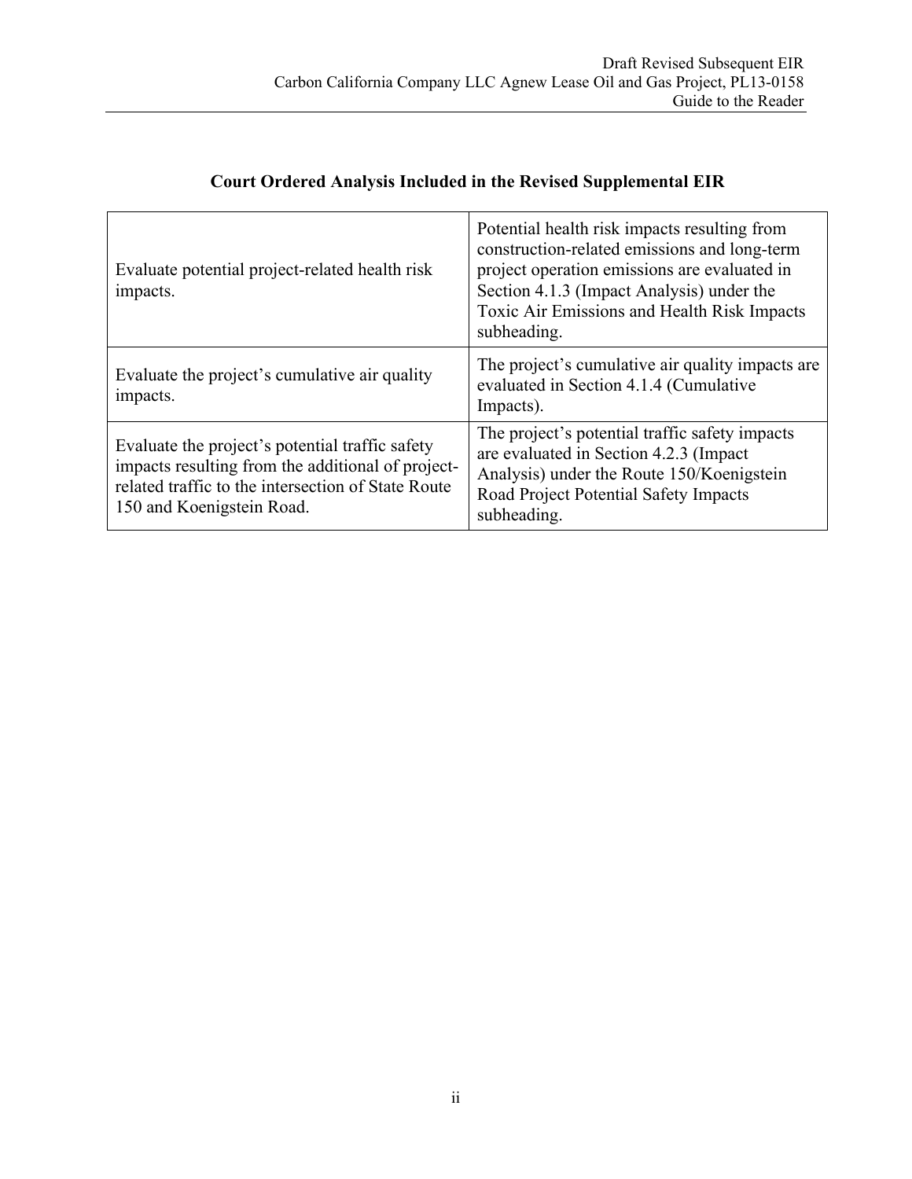**Court Ordered Analysis Included in the Revised Supplemental EIR**

| | |
|---|---|
| Evaluate potential project-related health risk impacts. | Potential health risk impacts resulting from construction-related emissions and long-term project operation emissions are evaluated in Section 4.1.3 (Impact Analysis) under the Toxic Air Emissions and Health Risk Impacts subheading. |
| Evaluate the project's cumulative air quality impacts. | The project's cumulative air quality impacts are evaluated in Section 4.1.4 (Cumulative Impacts). |
| Evaluate the project's potential traffic safety impacts resulting from the additional of project-related traffic to the intersection of State Route 150 and Koenigstein Road. | The project's potential traffic safety impacts are evaluated in Section 4.2.3 (Impact Analysis) under the Route 150/Koenigstein Road Project Potential Safety Impacts subheading. |